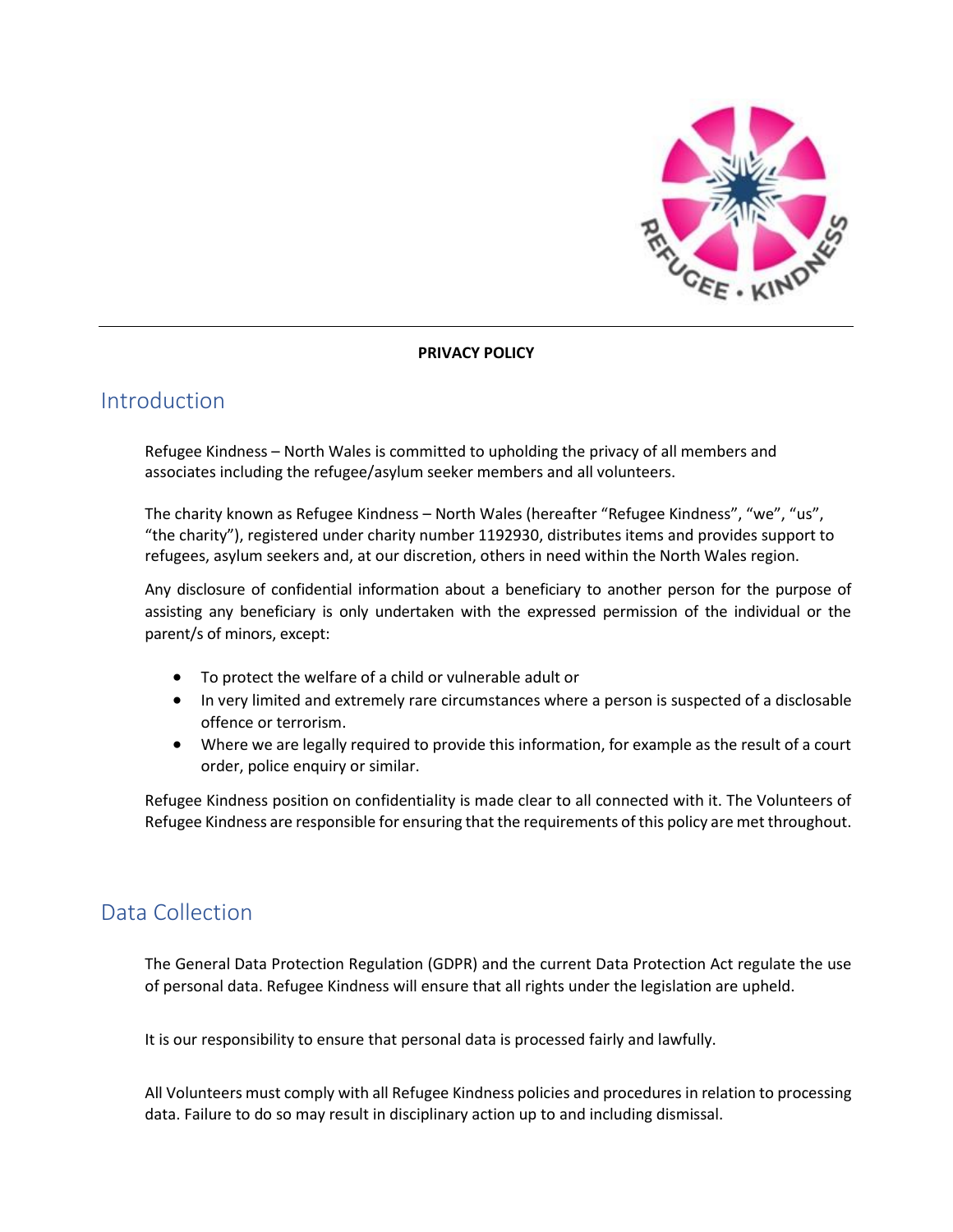**PRIVACY POLICY**

## Introduction

Refugee Kindness – North Wales is committed to upholding the privacy of all members and associates including the refugee/asylum seeker members and all volunteers.

The charity known as Refugee Kindness – North Wales (hereafter "Refugee Kindness", "we", "us", "the charity"), registered under charity number 1192930, distributes items and provides support to refugees, asylum seekers and, at our discretion, others in need within the North Wales region.

Any disclosure of confidential information about a beneficiary to another person for the purpose of assisting any beneficiary is only undertaken with the expressed permission of the individual or the parent/s of minors, except:

- To protect the welfare of a child or vulnerable adult or
- In very limited and extremely rare circumstances where a person is suspected of a disclosable offence or terrorism.
- Where we are legally required to provide this information, for example as the result of a court order, police enquiry or similar.

Refugee Kindness position on confidentiality is made clear to all connected with it. The Volunteers of Refugee Kindness are responsible for ensuring that the requirements of this policy are met throughout.

## Data Collection

The General Data Protection Regulation (GDPR) and the current Data Protection Act regulate the use of personal data. Refugee Kindness will ensure that all rights under the legislation are upheld.

It is our responsibility to ensure that personal data is processed fairly and lawfully.

All Volunteers must comply with all Refugee Kindness policies and procedures in relation to processing data. Failure to do so may result in disciplinary action up to and including dismissal.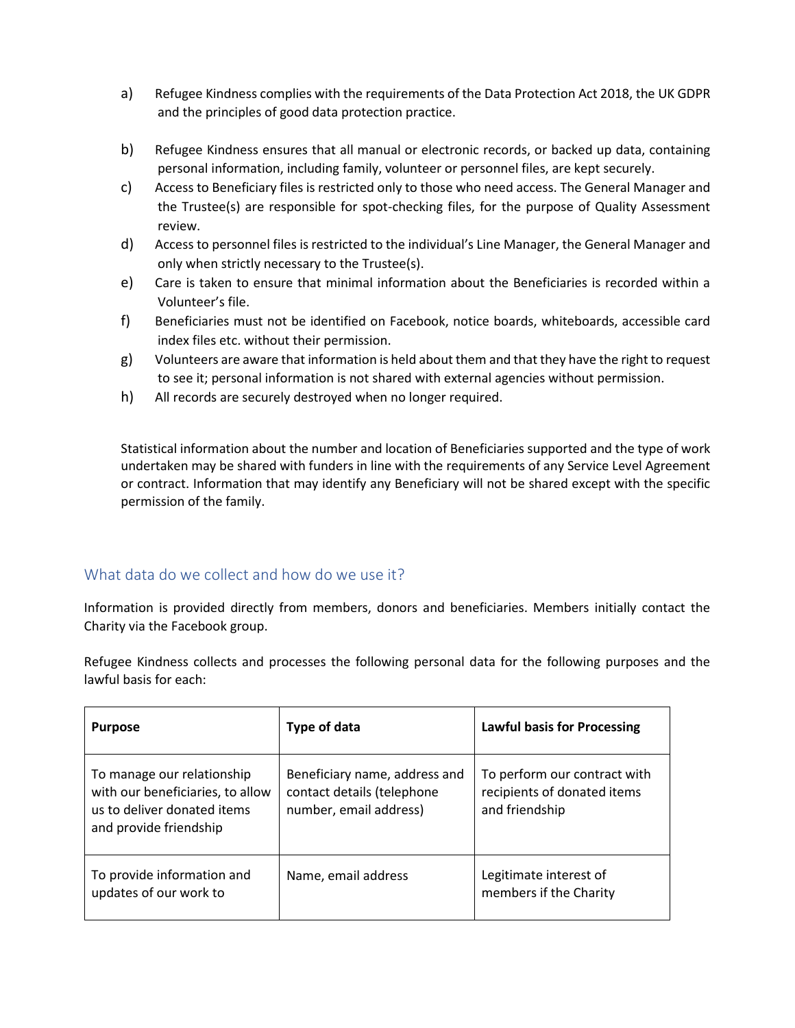a) Refugee Kindness complies with the requirements of the Data Protection Act 2018, the UK GDPR and the principles of good data protection practice.

b) Refugee Kindness ensures that all manual or electronic records, or backed up data, containing personal information, including family, volunteer or personnel files, are kept securely.

c) Access to Beneficiary files is restricted only to those who need access. The General Manager and the Trustee(s) are responsible for spot-checking files, for the purpose of Quality Assessment review.

d) Access to personnel files is restricted to the individual's Line Manager, the General Manager and only when strictly necessary to the Trustee(s).

e) Care is taken to ensure that minimal information about the Beneficiaries is recorded within a Volunteer's file.

f) Beneficiaries must not be identified on Facebook, notice boards, whiteboards, accessible card index files etc. without their permission.

g) Volunteers are aware that information is held about them and that they have the right to request to see it; personal information is not shared with external agencies without permission.

h) All records are securely destroyed when no longer required.

Statistical information about the number and location of Beneficiaries supported and the type of work undertaken may be shared with funders in line with the requirements of any Service Level Agreement or contract. Information that may identify any Beneficiary will not be shared except with the specific permission of the family.

## What data do we collect and how do we use it?

Information is provided directly from members, donors and beneficiaries. Members initially contact the Charity via the Facebook group.

Refugee Kindness collects and processes the following personal data for the following purposes and the lawful basis for each:

| Purpose | Type of data | Lawful basis for Processing |
|---|---|---|
| To manage our relationship with our beneficiaries, to allow us to deliver donated items and provide friendship | Beneficiary name, address and contact details (telephone number, email address) | To perform our contract with recipients of donated items and friendship |
| To provide information and updates of our work to | Name, email address | Legitimate interest of members if the Charity |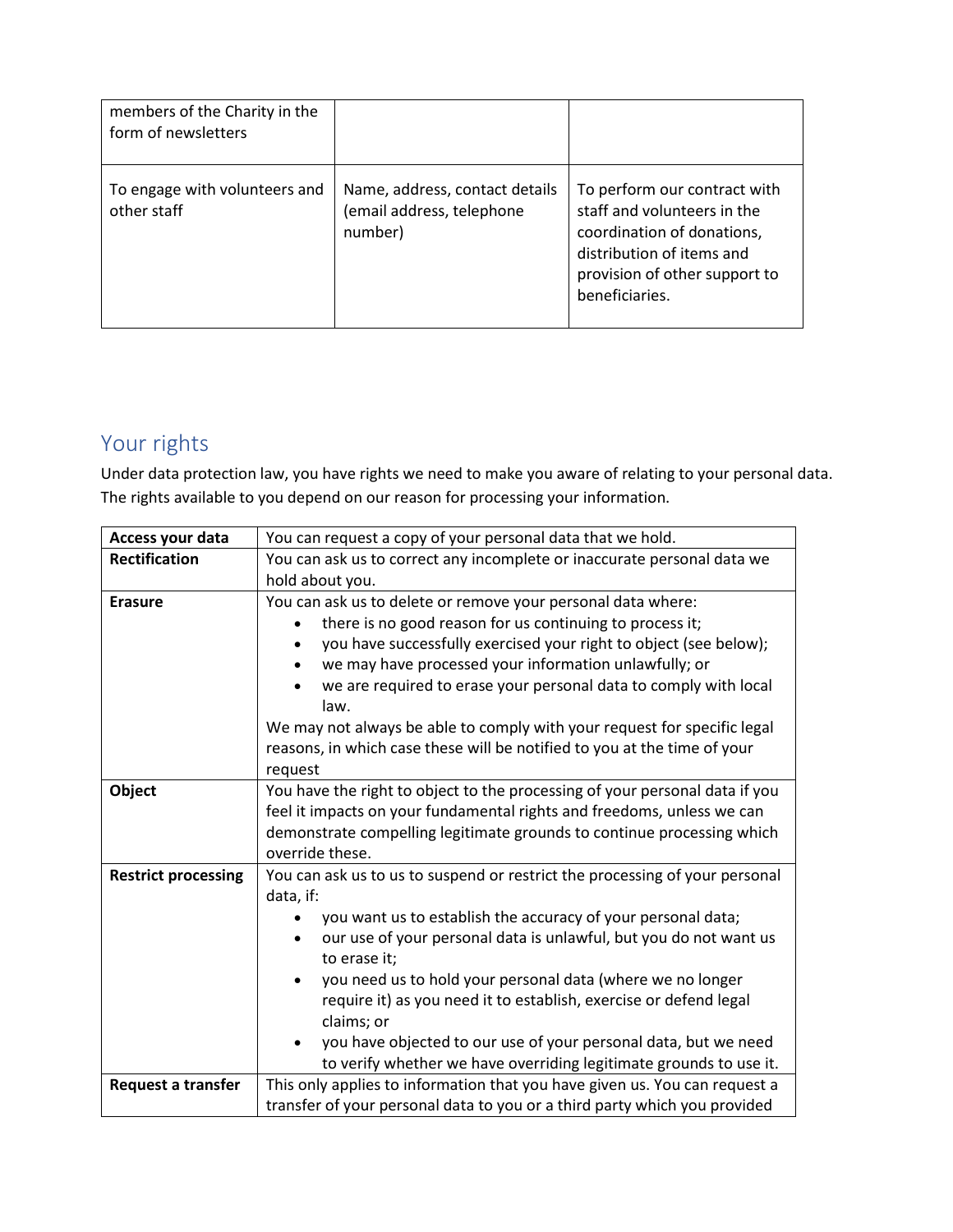| | | |
|---|---|---|
| members of the Charity in the form of newsletters | | |
| To engage with volunteers and other staff | Name, address, contact details (email address, telephone number) | To perform our contract with staff and volunteers in the coordination of donations, distribution of items and provision of other support to beneficiaries. |

## Your rights

Under data protection law, you have rights we need to make you aware of relating to your personal data. The rights available to you depend on our reason for processing your information.

| | |
|---|---|
| **Access your data** | You can request a copy of your personal data that we hold. |
| **Rectification** | You can ask us to correct any incomplete or inaccurate personal data we hold about you. |
| **Erasure** | You can ask us to delete or remove your personal data where:<br>• there is no good reason for us continuing to process it;<br>• you have successfully exercised your right to object (see below);<br>• we may have processed your information unlawfully; or<br>• we are required to erase your personal data to comply with local law.<br>We may not always be able to comply with your request for specific legal reasons, in which case these will be notified to you at the time of your request |
| **Object** | You have the right to object to the processing of your personal data if you feel it impacts on your fundamental rights and freedoms, unless we can demonstrate compelling legitimate grounds to continue processing which override these. |
| **Restrict processing** | You can ask us to us to suspend or restrict the processing of your personal data, if:<br>• you want us to establish the accuracy of your personal data;<br>• our use of your personal data is unlawful, but you do not want us to erase it;<br>• you need us to hold your personal data (where we no longer require it) as you need it to establish, exercise or defend legal claims; or<br>• you have objected to our use of your personal data, but we need to verify whether we have overriding legitimate grounds to use it. |
| **Request a transfer** | This only applies to information that you have given us. You can request a transfer of your personal data to you or a third party which you provided |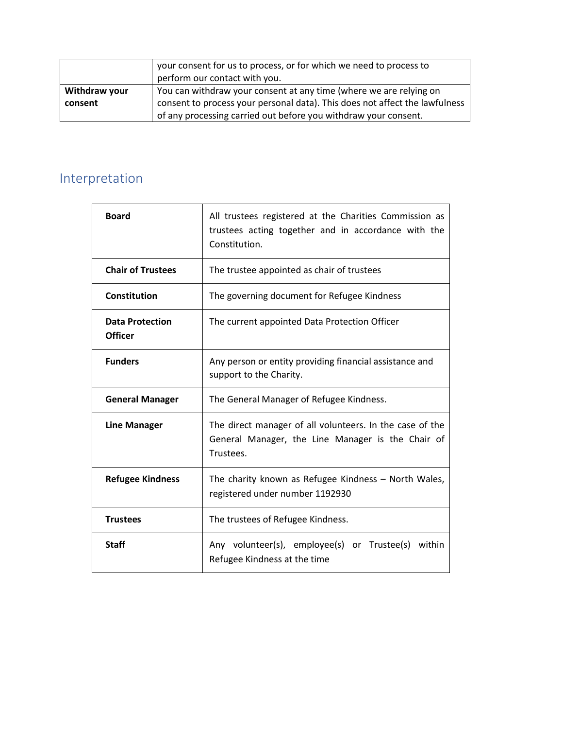| | |
|---|---|
| | your consent for us to process, or for which we need to process to perform our contact with you. |
| **Withdraw your consent** | You can withdraw your consent at any time (where we are relying on consent to process your personal data). This does not affect the lawfulness of any processing carried out before you withdraw your consent. |

## Interpretation

| | |
|---|---|
| **Board** | All trustees registered at the Charities Commission as trustees acting together and in accordance with the Constitution. |
| **Chair of Trustees** | The trustee appointed as chair of trustees |
| **Constitution** | The governing document for Refugee Kindness |
| **Data Protection Officer** | The current appointed Data Protection Officer |
| **Funders** | Any person or entity providing financial assistance and support to the Charity. |
| **General Manager** | The General Manager of Refugee Kindness. |
| **Line Manager** | The direct manager of all volunteers. In the case of the General Manager, the Line Manager is the Chair of Trustees. |
| **Refugee Kindness** | The charity known as Refugee Kindness – North Wales, registered under number 1192930 |
| **Trustees** | The trustees of Refugee Kindness. |
| **Staff** | Any volunteer(s), employee(s) or Trustee(s) within Refugee Kindness at the time |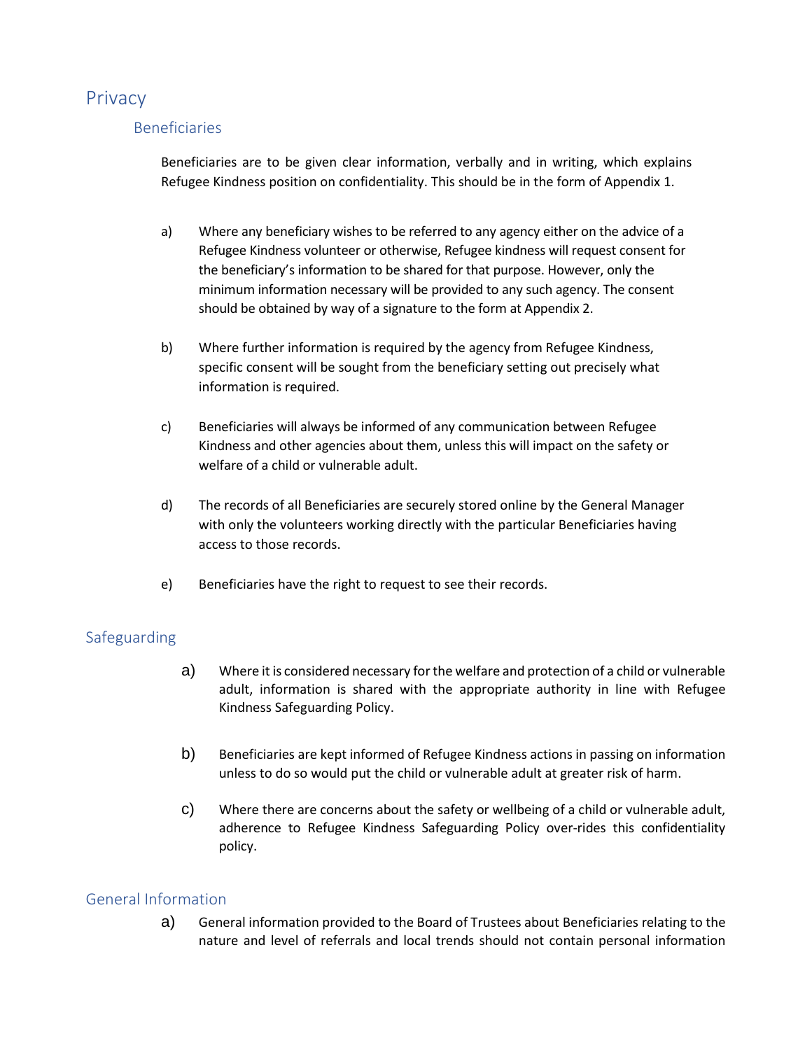## Privacy

### Beneficiaries

Beneficiaries are to be given clear information, verbally and in writing, which explains Refugee Kindness position on confidentiality. This should be in the form of Appendix 1.

a) Where any beneficiary wishes to be referred to any agency either on the advice of a Refugee Kindness volunteer or otherwise, Refugee kindness will request consent for the beneficiary's information to be shared for that purpose. However, only the minimum information necessary will be provided to any such agency. The consent should be obtained by way of a signature to the form at Appendix 2.

b) Where further information is required by the agency from Refugee Kindness, specific consent will be sought from the beneficiary setting out precisely what information is required.

c) Beneficiaries will always be informed of any communication between Refugee Kindness and other agencies about them, unless this will impact on the safety or welfare of a child or vulnerable adult.

d) The records of all Beneficiaries are securely stored online by the General Manager with only the volunteers working directly with the particular Beneficiaries having access to those records.

e) Beneficiaries have the right to request to see their records.

## Safeguarding

a) Where it is considered necessary for the welfare and protection of a child or vulnerable adult, information is shared with the appropriate authority in line with Refugee Kindness Safeguarding Policy.

b) Beneficiaries are kept informed of Refugee Kindness actions in passing on information unless to do so would put the child or vulnerable adult at greater risk of harm.

c) Where there are concerns about the safety or wellbeing of a child or vulnerable adult, adherence to Refugee Kindness Safeguarding Policy over-rides this confidentiality policy.

## General Information

a) General information provided to the Board of Trustees about Beneficiaries relating to the nature and level of referrals and local trends should not contain personal information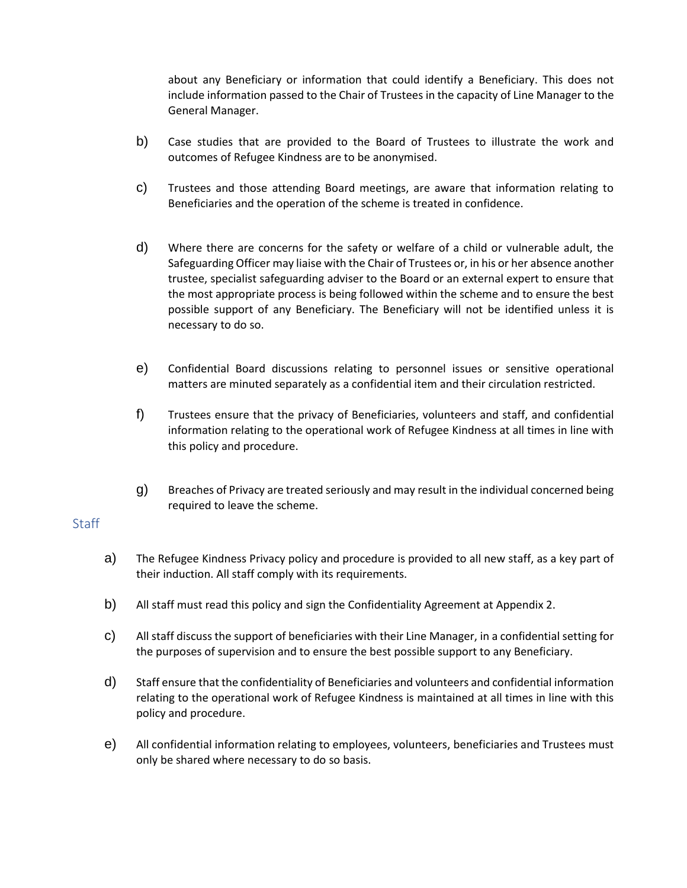about any Beneficiary or information that could identify a Beneficiary. This does not include information passed to the Chair of Trustees in the capacity of Line Manager to the General Manager.

b) Case studies that are provided to the Board of Trustees to illustrate the work and outcomes of Refugee Kindness are to be anonymised.

c) Trustees and those attending Board meetings, are aware that information relating to Beneficiaries and the operation of the scheme is treated in confidence.

d) Where there are concerns for the safety or welfare of a child or vulnerable adult, the Safeguarding Officer may liaise with the Chair of Trustees or, in his or her absence another trustee, specialist safeguarding adviser to the Board or an external expert to ensure that the most appropriate process is being followed within the scheme and to ensure the best possible support of any Beneficiary. The Beneficiary will not be identified unless it is necessary to do so.

e) Confidential Board discussions relating to personnel issues or sensitive operational matters are minuted separately as a confidential item and their circulation restricted.

f) Trustees ensure that the privacy of Beneficiaries, volunteers and staff, and confidential information relating to the operational work of Refugee Kindness at all times in line with this policy and procedure.

g) Breaches of Privacy are treated seriously and may result in the individual concerned being required to leave the scheme.

## Staff

a) The Refugee Kindness Privacy policy and procedure is provided to all new staff, as a key part of their induction. All staff comply with its requirements.

b) All staff must read this policy and sign the Confidentiality Agreement at Appendix 2.

c) All staff discuss the support of beneficiaries with their Line Manager, in a confidential setting for the purposes of supervision and to ensure the best possible support to any Beneficiary.

d) Staff ensure that the confidentiality of Beneficiaries and volunteers and confidential information relating to the operational work of Refugee Kindness is maintained at all times in line with this policy and procedure.

e) All confidential information relating to employees, volunteers, beneficiaries and Trustees must only be shared where necessary to do so basis.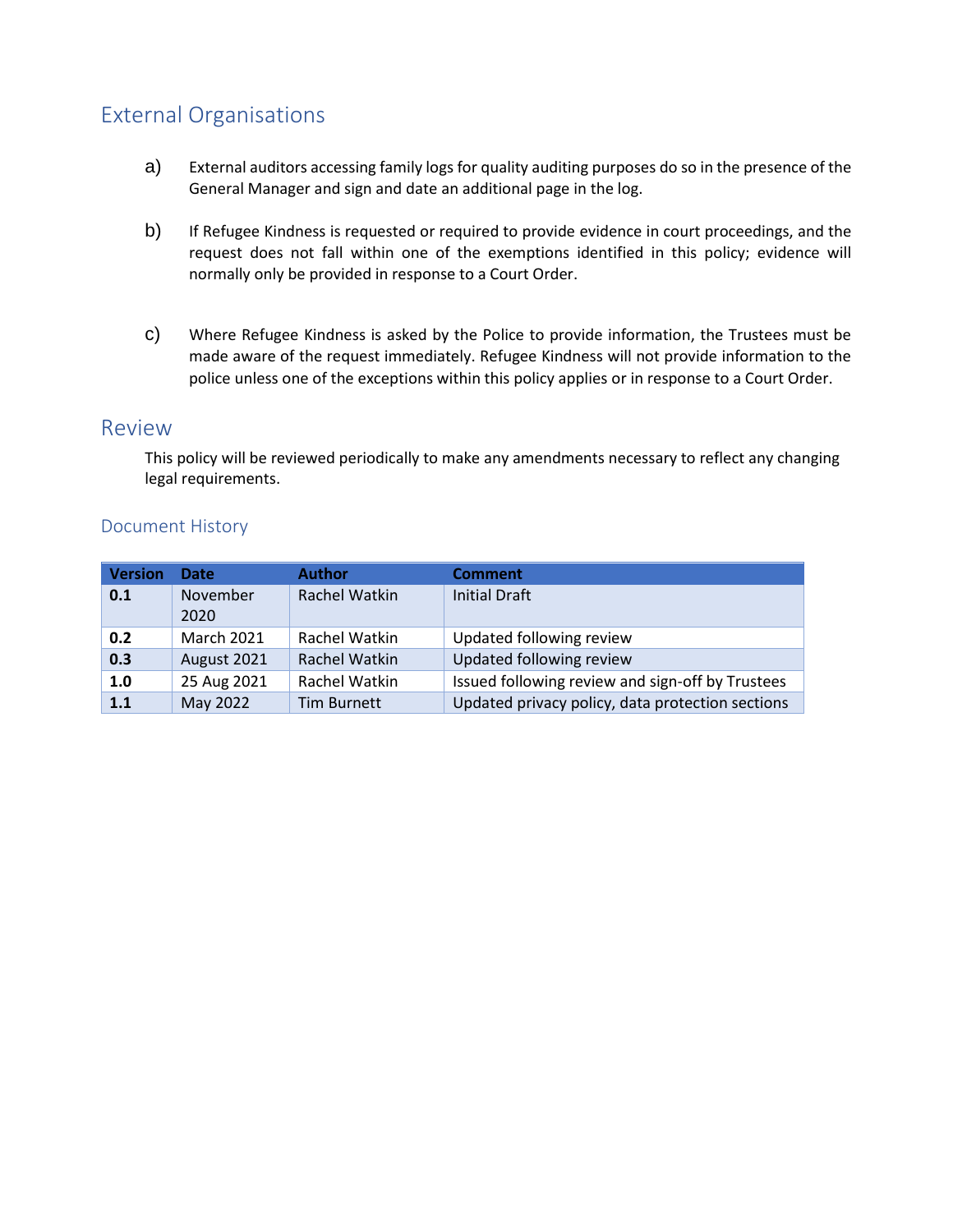## External Organisations

a) External auditors accessing family logs for quality auditing purposes do so in the presence of the General Manager and sign and date an additional page in the log.

b) If Refugee Kindness is requested or required to provide evidence in court proceedings, and the request does not fall within one of the exemptions identified in this policy; evidence will normally only be provided in response to a Court Order.

c) Where Refugee Kindness is asked by the Police to provide information, the Trustees must be made aware of the request immediately. Refugee Kindness will not provide information to the police unless one of the exceptions within this policy applies or in response to a Court Order.

## Review

This policy will be reviewed periodically to make any amendments necessary to reflect any changing legal requirements.

### Document History

| Version | Date | Author | Comment |
|---|---|---|---|
| **0.1** | November 2020 | Rachel Watkin | Initial Draft |
| **0.2** | March 2021 | Rachel Watkin | Updated following review |
| **0.3** | August 2021 | Rachel Watkin | Updated following review |
| **1.0** | 25 Aug 2021 | Rachel Watkin | Issued following review and sign-off by Trustees |
| **1.1** | May 2022 | Tim Burnett | Updated privacy policy, data protection sections |